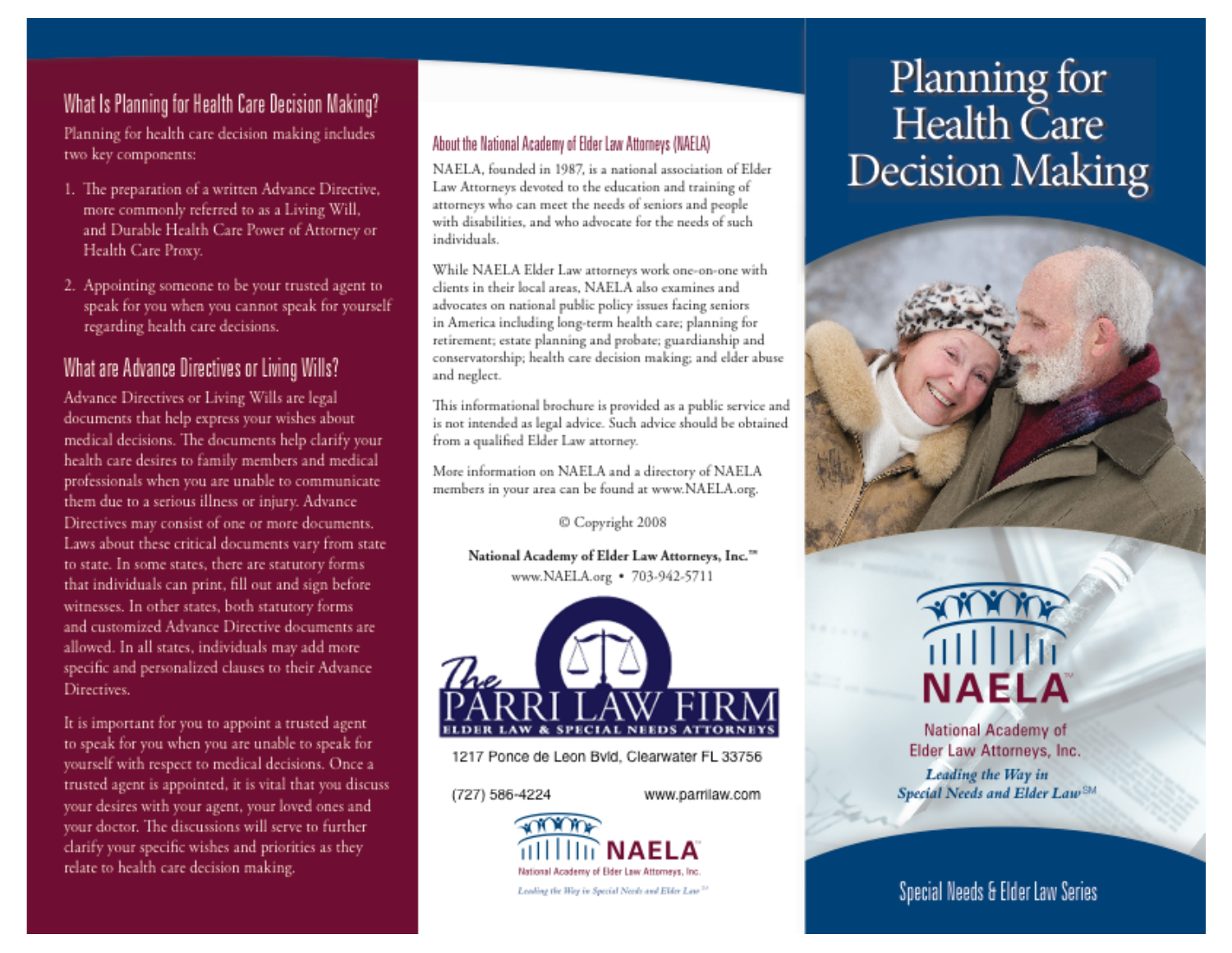## What Is Planning for Health Care Decision Making?

Planning for health care decision making includes two key components:

1. The preparation of a written Advance Directive, more commonly referred to as a Living Will, and Durable Health Care Power of Attorney or Health Care Proxy.
2. Appointing someone to be your trusted agent to speak for you when you cannot speak for yourself regarding health care decisions.

## What are Advance Directives or Living Wills?

Advance Directives or Living Wills are legal documents that help express your wishes about medical decisions. The documents help clarify your health care desires to family members and medical professionals when you are unable to communicate them due to a serious illness or injury. Advance Directives may consist of one or more documents. Laws about these critical documents vary from state to state. In some states, there are statutory forms that individuals can print, fill out and sign before witnesses. In other states, both statutory forms and customized Advance Directive documents are allowed. In all states, individuals may add more specific and personalized clauses to their Advance Directives.

It is important for you to appoint a trusted agent to speak for you when you are unable to speak for yourself with respect to medical decisions. Once a trusted agent is appointed, it is vital that you discuss your desires with your agent, your loved ones and your doctor. The discussions will serve to further clarify your specific wishes and priorities as they relate to health care decision making.

### About the National Academy of Elder Law Attorneys (NAELA)

NAELA, founded in 1987, is a national association of Elder Law Attorneys devoted to the education and training of attorneys who can meet the needs of seniors and people with disabilities, and who advocate for the needs of such individuals.

While NAELA Elder Law attorneys work one-on-one with clients in their local areas, NAELA also examines and advocates on national public policy issues facing seniors in America including long-term health care; planning for retirement; estate planning and probate; guardianship and conservatorship; health care decision making; and elder abuse and neglect.

This informational brochure is provided as a public service and is not intended as legal advice. Such advice should be obtained from a qualified Elder Law attorney.

More information on NAELA and a directory of NAELA members in your area can be found at www.NAELA.org.

© Copyright 2008

**National Academy of Elder Law Attorneys, Inc.**™
www.NAELA.org • 703-942-5711

The PARRI LAW FIRM
ELDER LAW & SPECIAL NEEDS ATTORNEYS

1217 Ponce de Leon Bvld, Clearwater FL 33756

(727) 586-4224 www.parrilaw.com

NAELA
National Academy of Elder Law Attorneys, Inc.
*Leading the Way in Special Needs and Elder Law*℠

# Planning for Health Care Decision Making

NAELA™
National Academy of Elder Law Attorneys, Inc.
*Leading the Way in Special Needs and Elder Law*℠

Special Needs & Elder Law Series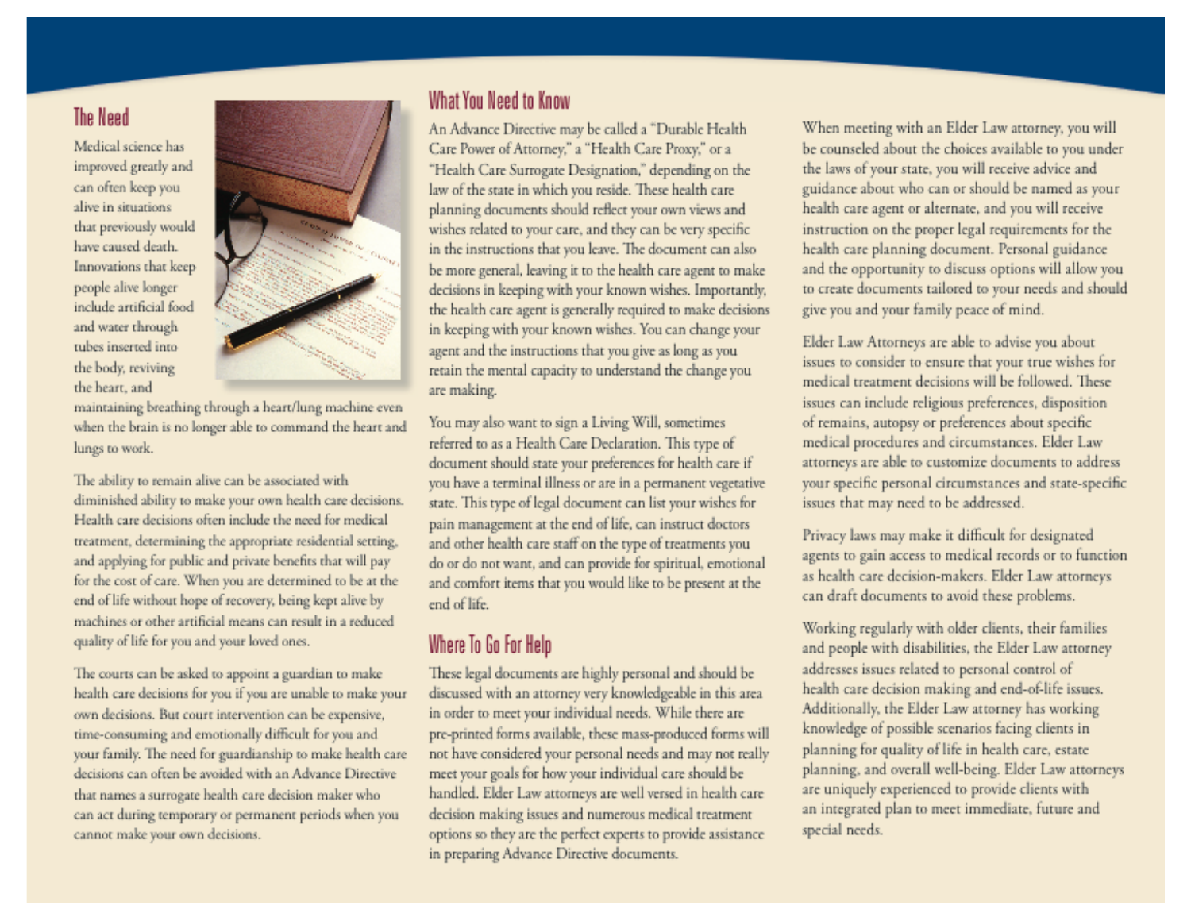## The Need

Medical science has improved greatly and can often keep you alive in situations that previously would have caused death. Innovations that keep people alive longer include artificial food and water through tubes inserted into the body, reviving the heart, and maintaining breathing through a heart/lung machine even when the brain is no longer able to command the heart and lungs to work.

The ability to remain alive can be associated with diminished ability to make your own health care decisions. Health care decisions often include the need for medical treatment, determining the appropriate residential setting, and applying for public and private benefits that will pay for the cost of care. When you are determined to be at the end of life without hope of recovery, being kept alive by machines or other artificial means can result in a reduced quality of life for you and your loved ones.

The courts can be asked to appoint a guardian to make health care decisions for you if you are unable to make your own decisions. But court intervention can be expensive, time-consuming and emotionally difficult for you and your family. The need for guardianship to make health care decisions can often be avoided with an Advance Directive that names a surrogate health care decision maker who can act during temporary or permanent periods when you cannot make your own decisions.

## What You Need to Know

An Advance Directive may be called a "Durable Health Care Power of Attorney," a "Health Care Proxy," or a "Health Care Surrogate Designation," depending on the law of the state in which you reside. These health care planning documents should reflect your own views and wishes related to your care, and they can be very specific in the instructions that you leave. The document can also be more general, leaving it to the health care agent to make decisions in keeping with your known wishes. Importantly, the health care agent is generally required to make decisions in keeping with your known wishes. You can change your agent and the instructions that you give as long as you retain the mental capacity to understand the change you are making.

You may also want to sign a Living Will, sometimes referred to as a Health Care Declaration. This type of document should state your preferences for health care if you have a terminal illness or are in a permanent vegetative state. This type of legal document can list your wishes for pain management at the end of life, can instruct doctors and other health care staff on the type of treatments you do or do not want, and can provide for spiritual, emotional and comfort items that you would like to be present at the end of life.

## Where To Go For Help

These legal documents are highly personal and should be discussed with an attorney very knowledgeable in this area in order to meet your individual needs. While there are pre-printed forms available, these mass-produced forms will not have considered your personal needs and may not really meet your goals for how your individual care should be handled. Elder Law attorneys are well versed in health care decision making issues and numerous medical treatment options so they are the perfect experts to provide assistance in preparing Advance Directive documents.

When meeting with an Elder Law attorney, you will be counseled about the choices available to you under the laws of your state, you will receive advice and guidance about who can or should be named as your health care agent or alternate, and you will receive instruction on the proper legal requirements for the health care planning document. Personal guidance and the opportunity to discuss options will allow you to create documents tailored to your needs and should give you and your family peace of mind.

Elder Law Attorneys are able to advise you about issues to consider to ensure that your true wishes for medical treatment decisions will be followed. These issues can include religious preferences, disposition of remains, autopsy or preferences about specific medical procedures and circumstances. Elder Law attorneys are able to customize documents to address your specific personal circumstances and state-specific issues that may need to be addressed.

Privacy laws may make it difficult for designated agents to gain access to medical records or to function as health care decision-makers. Elder Law attorneys can draft documents to avoid these problems.

Working regularly with older clients, their families and people with disabilities, the Elder Law attorney addresses issues related to personal control of health care decision making and end-of-life issues. Additionally, the Elder Law attorney has working knowledge of possible scenarios facing clients in planning for quality of life in health care, estate planning, and overall well-being. Elder Law attorneys are uniquely experienced to provide clients with an integrated plan to meet immediate, future and special needs.